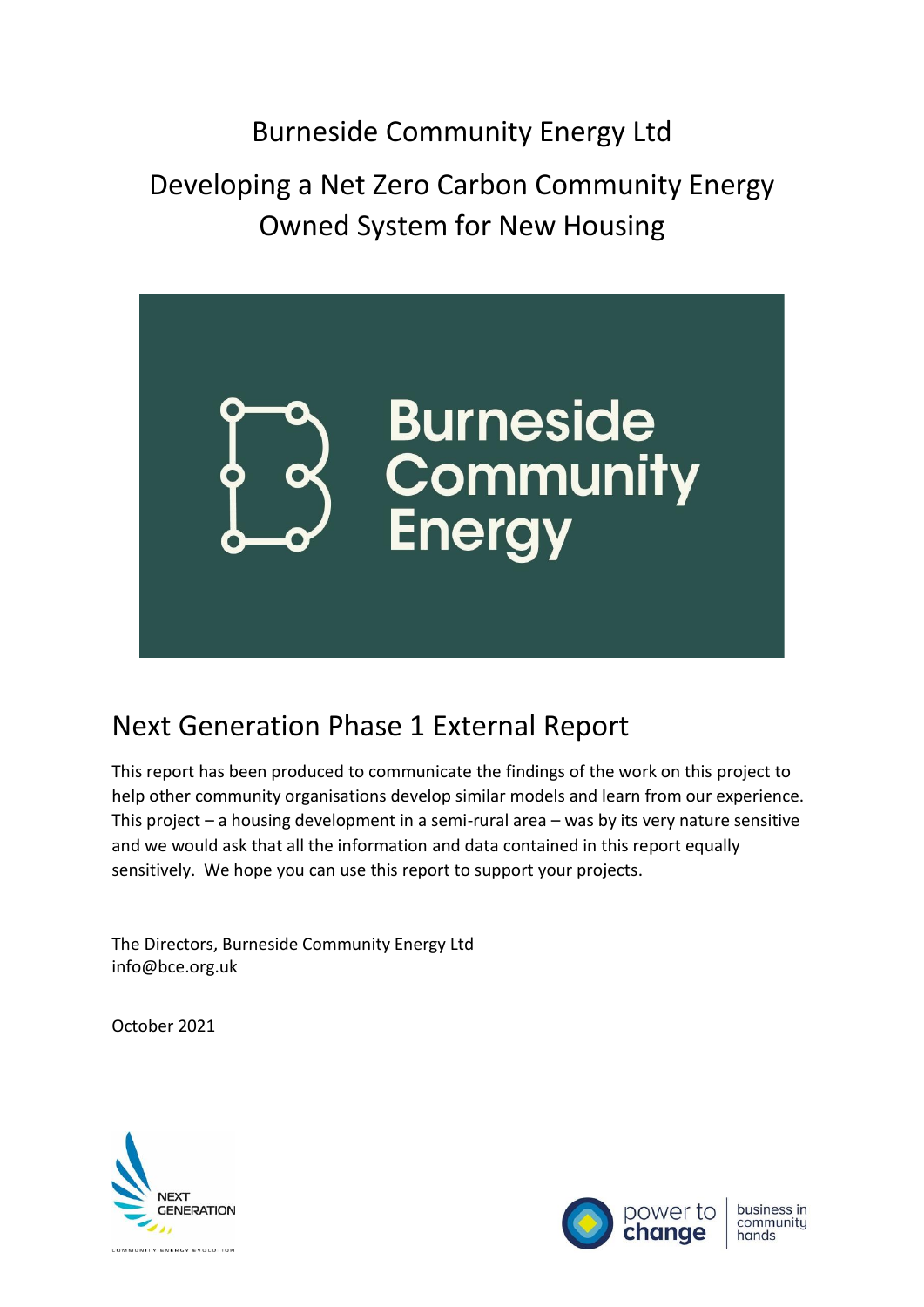# Burneside Community Energy Ltd

# Developing a Net Zero Carbon Community Energy Owned System for New Housing

Burneside Community Energy

## Next Generation Phase 1 External Report

This report has been produced to communicate the findings of the work on this project to help other community organisations develop similar models and learn from our experience. This project – a housing development in a semi-rural area – was by its very nature sensitive and we would ask that all the information and data contained in this report equally sensitively. We hope you can use this report to support your projects.

The Directors, Burneside Community Energy Ltd
info@bce.org.uk

October 2021

NEXT GENERATION
COMMUNITY ENERGY EVOLUTION

power to change | business in community hands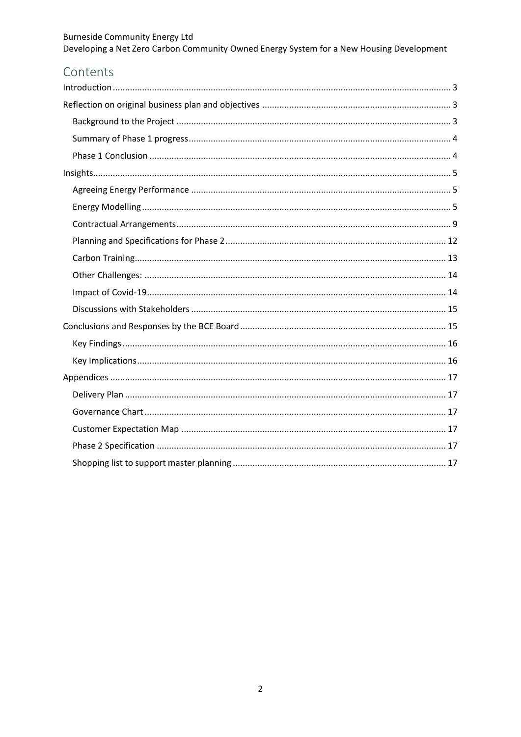# Contents

- Introduction ... 3
- Reflection on original business plan and objectives ... 3
  - Background to the Project ... 3
  - Summary of Phase 1 progress ... 4
  - Phase 1 Conclusion ... 4
- Insights ... 5
  - Agreeing Energy Performance ... 5
  - Energy Modelling ... 5
  - Contractual Arrangements ... 9
  - Planning and Specifications for Phase 2 ... 12
  - Carbon Training ... 13
  - Other Challenges: ... 14
  - Impact of Covid-19 ... 14
  - Discussions with Stakeholders ... 15
- Conclusions and Responses by the BCE Board ... 15
  - Key Findings ... 16
  - Key Implications ... 16
- Appendices ... 17
  - Delivery Plan ... 17
  - Governance Chart ... 17
  - Customer Expectation Map ... 17
  - Phase 2 Specification ... 17
  - Shopping list to support master planning ... 17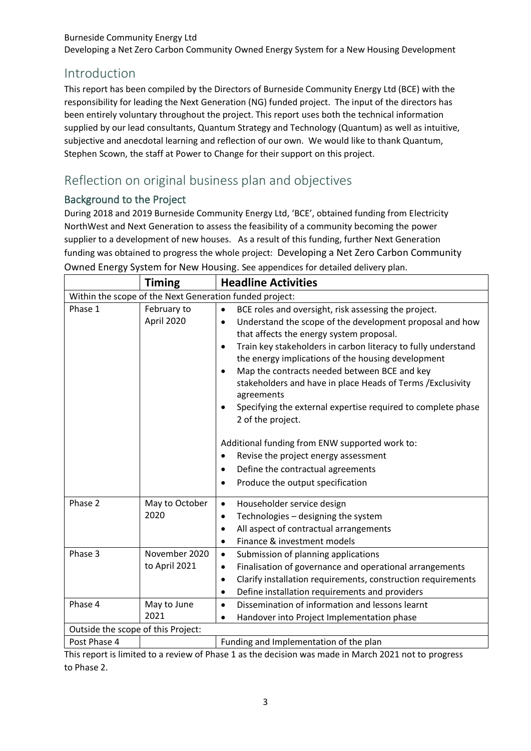## Introduction

This report has been compiled by the Directors of Burneside Community Energy Ltd (BCE) with the responsibility for leading the Next Generation (NG) funded project. The input of the directors has been entirely voluntary throughout the project. This report uses both the technical information supplied by our lead consultants, Quantum Strategy and Technology (Quantum) as well as intuitive, subjective and anecdotal learning and reflection of our own. We would like to thank Quantum, Stephen Scown, the staff at Power to Change for their support on this project.

## Reflection on original business plan and objectives

### Background to the Project

During 2018 and 2019 Burneside Community Energy Ltd, 'BCE', obtained funding from Electricity NorthWest and Next Generation to assess the feasibility of a community becoming the power supplier to a development of new houses. As a result of this funding, further Next Generation funding was obtained to progress the whole project: Developing a Net Zero Carbon Community Owned Energy System for New Housing. See appendices for detailed delivery plan.

| | **Timing** | **Headline Activities** |
|---|---|---|
| Within the scope of the Next Generation funded project: | | |
| Phase 1 | February to April 2020 | • BCE roles and oversight, risk assessing the project.<br>• Understand the scope of the development proposal and how that affects the energy system proposal.<br>• Train key stakeholders in carbon literacy to fully understand the energy implications of the housing development<br>• Map the contracts needed between BCE and key stakeholders and have in place Heads of Terms /Exclusivity agreements<br>• Specifying the external expertise required to complete phase 2 of the project.<br><br>Additional funding from ENW supported work to:<br>• Revise the project energy assessment<br>• Define the contractual agreements<br>• Produce the output specification |
| Phase 2 | May to October 2020 | • Householder service design<br>• Technologies – designing the system<br>• All aspect of contractual arrangements<br>• Finance & investment models |
| Phase 3 | November 2020 to April 2021 | • Submission of planning applications<br>• Finalisation of governance and operational arrangements<br>• Clarify installation requirements, construction requirements<br>• Define installation requirements and providers |
| Phase 4 | May to June 2021 | • Dissemination of information and lessons learnt<br>• Handover into Project Implementation phase |
| Outside the scope of this Project: | | |
| Post Phase 4 | | Funding and Implementation of the plan |

This report is limited to a review of Phase 1 as the decision was made in March 2021 not to progress to Phase 2.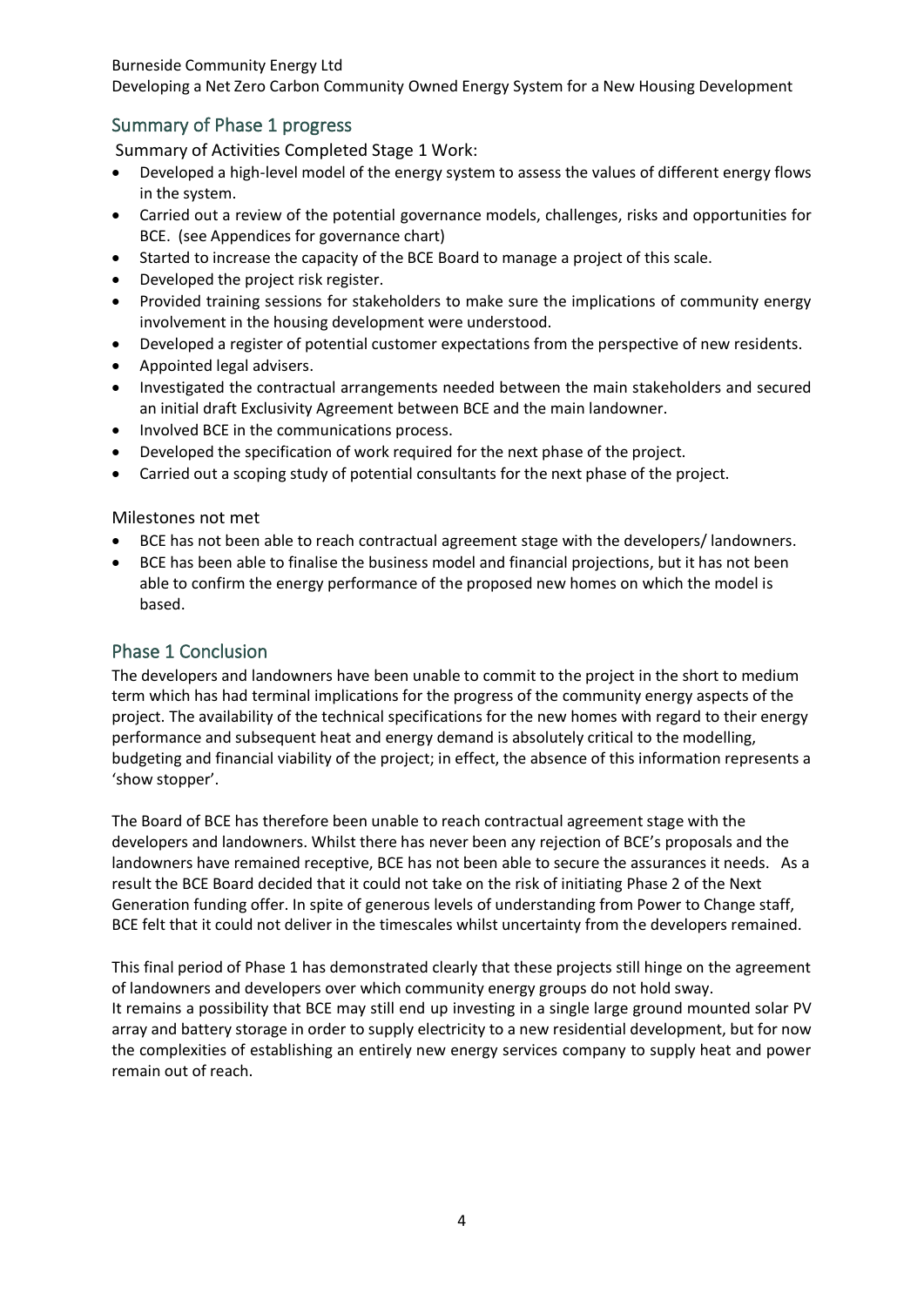## Summary of Phase 1 progress

Summary of Activities Completed Stage 1 Work:

- Developed a high-level model of the energy system to assess the values of different energy flows in the system.
- Carried out a review of the potential governance models, challenges, risks and opportunities for BCE. (see Appendices for governance chart)
- Started to increase the capacity of the BCE Board to manage a project of this scale.
- Developed the project risk register.
- Provided training sessions for stakeholders to make sure the implications of community energy involvement in the housing development were understood.
- Developed a register of potential customer expectations from the perspective of new residents.
- Appointed legal advisers.
- Investigated the contractual arrangements needed between the main stakeholders and secured an initial draft Exclusivity Agreement between BCE and the main landowner.
- Involved BCE in the communications process.
- Developed the specification of work required for the next phase of the project.
- Carried out a scoping study of potential consultants for the next phase of the project.

### Milestones not met

- BCE has not been able to reach contractual agreement stage with the developers/ landowners.
- BCE has been able to finalise the business model and financial projections, but it has not been able to confirm the energy performance of the proposed new homes on which the model is based.

## Phase 1 Conclusion

The developers and landowners have been unable to commit to the project in the short to medium term which has had terminal implications for the progress of the community energy aspects of the project. The availability of the technical specifications for the new homes with regard to their energy performance and subsequent heat and energy demand is absolutely critical to the modelling, budgeting and financial viability of the project; in effect, the absence of this information represents a 'show stopper'.

The Board of BCE has therefore been unable to reach contractual agreement stage with the developers and landowners. Whilst there has never been any rejection of BCE's proposals and the landowners have remained receptive, BCE has not been able to secure the assurances it needs. As a result the BCE Board decided that it could not take on the risk of initiating Phase 2 of the Next Generation funding offer. In spite of generous levels of understanding from Power to Change staff, BCE felt that it could not deliver in the timescales whilst uncertainty from the developers remained.

This final period of Phase 1 has demonstrated clearly that these projects still hinge on the agreement of landowners and developers over which community energy groups do not hold sway.
It remains a possibility that BCE may still end up investing in a single large ground mounted solar PV array and battery storage in order to supply electricity to a new residential development, but for now the complexities of establishing an entirely new energy services company to supply heat and power remain out of reach.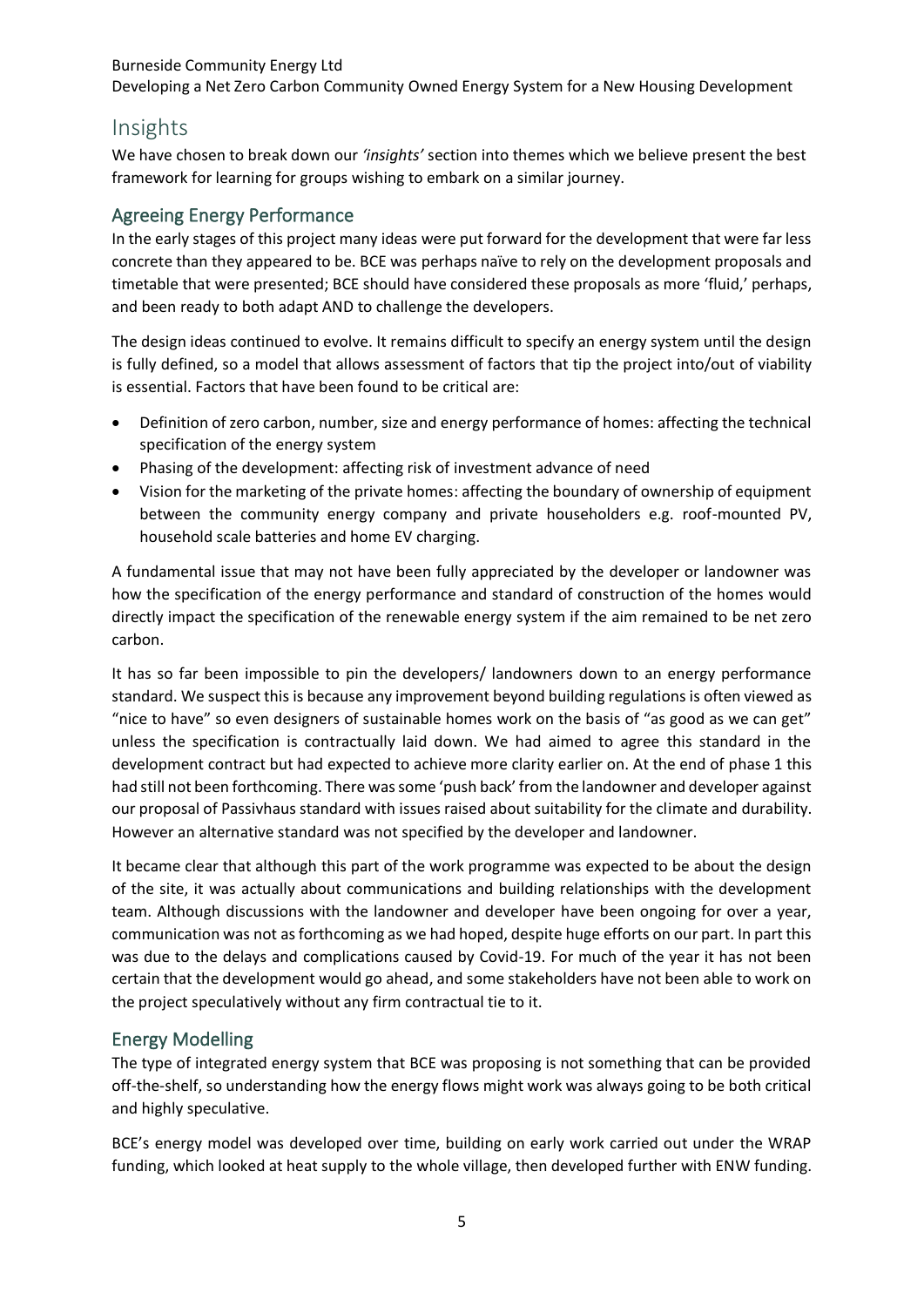## Insights

We have chosen to break down our *'insights'* section into themes which we believe present the best framework for learning for groups wishing to embark on a similar journey.

### Agreeing Energy Performance

In the early stages of this project many ideas were put forward for the development that were far less concrete than they appeared to be. BCE was perhaps naïve to rely on the development proposals and timetable that were presented; BCE should have considered these proposals as more 'fluid,' perhaps, and been ready to both adapt AND to challenge the developers.

The design ideas continued to evolve. It remains difficult to specify an energy system until the design is fully defined, so a model that allows assessment of factors that tip the project into/out of viability is essential. Factors that have been found to be critical are:

- Definition of zero carbon, number, size and energy performance of homes: affecting the technical specification of the energy system
- Phasing of the development: affecting risk of investment advance of need
- Vision for the marketing of the private homes: affecting the boundary of ownership of equipment between the community energy company and private householders e.g. roof-mounted PV, household scale batteries and home EV charging.

A fundamental issue that may not have been fully appreciated by the developer or landowner was how the specification of the energy performance and standard of construction of the homes would directly impact the specification of the renewable energy system if the aim remained to be net zero carbon.

It has so far been impossible to pin the developers/ landowners down to an energy performance standard. We suspect this is because any improvement beyond building regulations is often viewed as "nice to have" so even designers of sustainable homes work on the basis of "as good as we can get" unless the specification is contractually laid down. We had aimed to agree this standard in the development contract but had expected to achieve more clarity earlier on. At the end of phase 1 this had still not been forthcoming. There was some 'push back' from the landowner and developer against our proposal of Passivhaus standard with issues raised about suitability for the climate and durability. However an alternative standard was not specified by the developer and landowner.

It became clear that although this part of the work programme was expected to be about the design of the site, it was actually about communications and building relationships with the development team. Although discussions with the landowner and developer have been ongoing for over a year, communication was not as forthcoming as we had hoped, despite huge efforts on our part. In part this was due to the delays and complications caused by Covid-19. For much of the year it has not been certain that the development would go ahead, and some stakeholders have not been able to work on the project speculatively without any firm contractual tie to it.

### Energy Modelling

The type of integrated energy system that BCE was proposing is not something that can be provided off-the-shelf, so understanding how the energy flows might work was always going to be both critical and highly speculative.

BCE's energy model was developed over time, building on early work carried out under the WRAP funding, which looked at heat supply to the whole village, then developed further with ENW funding.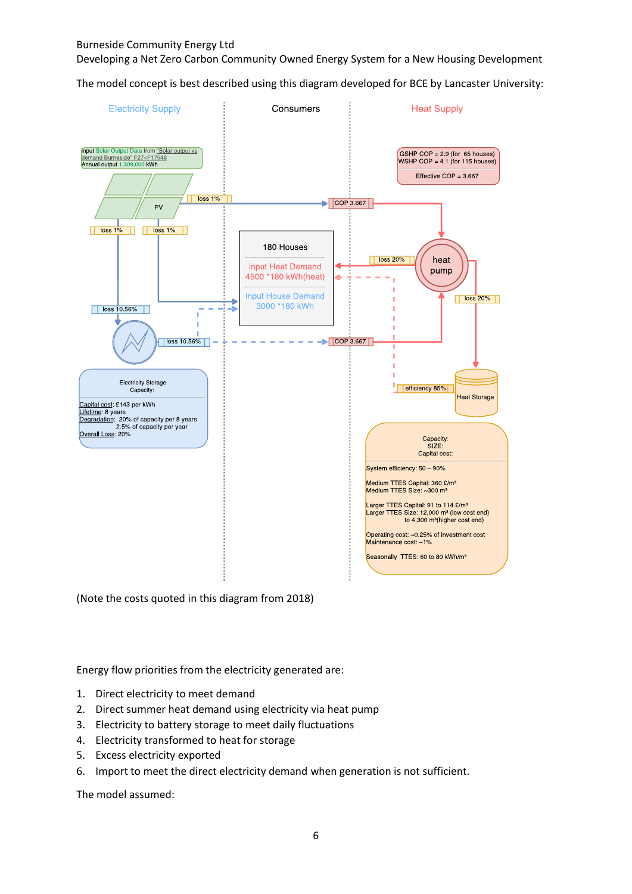Burneside Community Energy Ltd
Developing a Net Zero Carbon Community Owned Energy System for a New Housing Development

The model concept is best described using this diagram developed for BCE by Lancaster University:

Electricity Supply | Consumers | Heat Supply

Input Solar Output Data from "Solar output vs demand Burneside" F27~F17546
Annual output 1,309,000 kWh

PV

loss 1%

loss 1%

loss 1%

loss 10.56%

loss 10.56%

Electricity Storage
Capacity:

Capital cost: £143 per kWh
Lifetime: 8 years
Degradation: 20% of capacity per 8 years
2.5% of capacity per year
Overall Loss: 20%

180 Houses

input Heat Demand
4500 *180 kWh(heat)

input House Demand
3000 *180 kWh

COP 3.667

COP 3.667

GSHP COP = 2.9 (for 65 houses)
WSHP COP = 4.1 (for 115 houses)

Effective COP = 3.667

heat pump

loss 20%

loss 20%

efficiency 85%

Heat Storage

Capacity:
SIZE:
Capital cost:

System efficiency: 50 – 90%

Medium TTES Capital: 360 £/m³
Medium TTES Size: ~300 m³

Larger TTES Capital: 91 to 114 £/m³
Larger TTES Size: 12,000 m³ (low cost end)
to 4,300 m³(higher cost end)

Operating cost: ~0.25% of investment cost
Maintenance cost: ~1%

Seasonally TTES: 60 to 80 kWh/m³

(Note the costs quoted in this diagram from 2018)

Energy flow priorities from the electricity generated are:

1. Direct electricity to meet demand
2. Direct summer heat demand using electricity via heat pump
3. Electricity to battery storage to meet daily fluctuations
4. Electricity transformed to heat for storage
5. Excess electricity exported
6. Import to meet the direct electricity demand when generation is not sufficient.

The model assumed: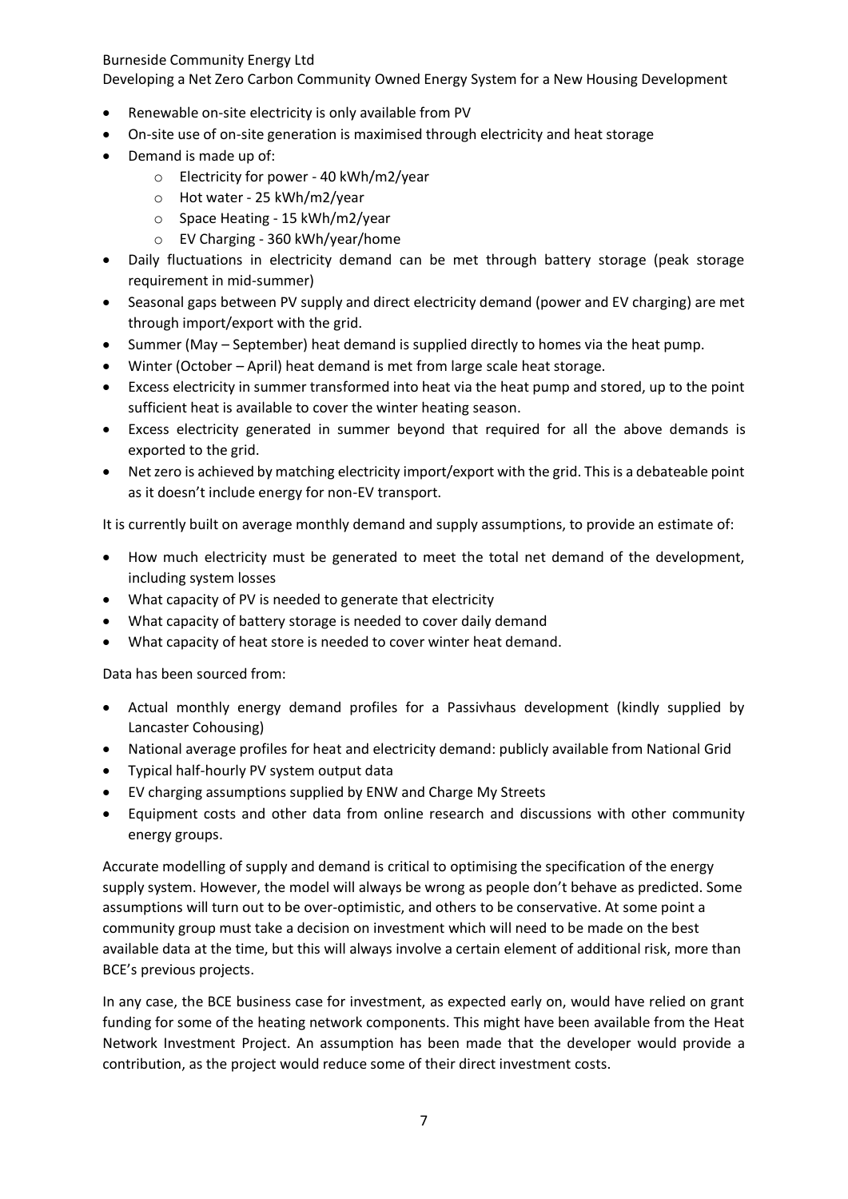- Renewable on-site electricity is only available from PV
- On-site use of on-site generation is maximised through electricity and heat storage
- Demand is made up of:
  - Electricity for power - 40 kWh/m2/year
  - Hot water - 25 kWh/m2/year
  - Space Heating - 15 kWh/m2/year
  - EV Charging - 360 kWh/year/home
- Daily fluctuations in electricity demand can be met through battery storage (peak storage requirement in mid-summer)
- Seasonal gaps between PV supply and direct electricity demand (power and EV charging) are met through import/export with the grid.
- Summer (May – September) heat demand is supplied directly to homes via the heat pump.
- Winter (October – April) heat demand is met from large scale heat storage.
- Excess electricity in summer transformed into heat via the heat pump and stored, up to the point sufficient heat is available to cover the winter heating season.
- Excess electricity generated in summer beyond that required for all the above demands is exported to the grid.
- Net zero is achieved by matching electricity import/export with the grid. This is a debateable point as it doesn't include energy for non-EV transport.

It is currently built on average monthly demand and supply assumptions, to provide an estimate of:

- How much electricity must be generated to meet the total net demand of the development, including system losses
- What capacity of PV is needed to generate that electricity
- What capacity of battery storage is needed to cover daily demand
- What capacity of heat store is needed to cover winter heat demand.

Data has been sourced from:

- Actual monthly energy demand profiles for a Passivhaus development (kindly supplied by Lancaster Cohousing)
- National average profiles for heat and electricity demand: publicly available from National Grid
- Typical half-hourly PV system output data
- EV charging assumptions supplied by ENW and Charge My Streets
- Equipment costs and other data from online research and discussions with other community energy groups.

Accurate modelling of supply and demand is critical to optimising the specification of the energy supply system. However, the model will always be wrong as people don't behave as predicted. Some assumptions will turn out to be over-optimistic, and others to be conservative. At some point a community group must take a decision on investment which will need to be made on the best available data at the time, but this will always involve a certain element of additional risk, more than BCE's previous projects.

In any case, the BCE business case for investment, as expected early on, would have relied on grant funding for some of the heating network components. This might have been available from the Heat Network Investment Project. An assumption has been made that the developer would provide a contribution, as the project would reduce some of their direct investment costs.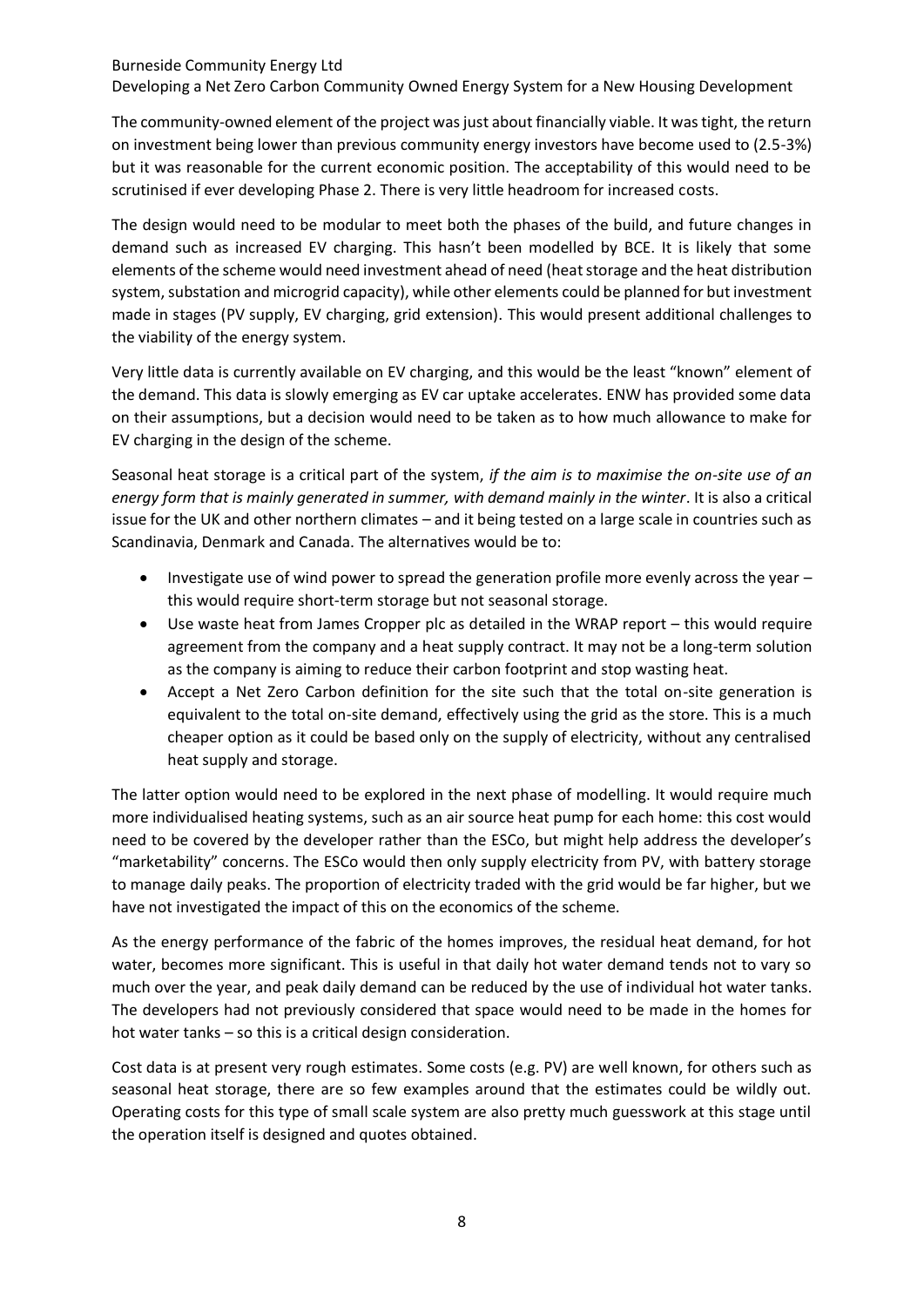The community-owned element of the project was just about financially viable. It was tight, the return on investment being lower than previous community energy investors have become used to (2.5-3%) but it was reasonable for the current economic position. The acceptability of this would need to be scrutinised if ever developing Phase 2. There is very little headroom for increased costs.

The design would need to be modular to meet both the phases of the build, and future changes in demand such as increased EV charging. This hasn't been modelled by BCE. It is likely that some elements of the scheme would need investment ahead of need (heat storage and the heat distribution system, substation and microgrid capacity), while other elements could be planned for but investment made in stages (PV supply, EV charging, grid extension). This would present additional challenges to the viability of the energy system.

Very little data is currently available on EV charging, and this would be the least "known" element of the demand. This data is slowly emerging as EV car uptake accelerates. ENW has provided some data on their assumptions, but a decision would need to be taken as to how much allowance to make for EV charging in the design of the scheme.

Seasonal heat storage is a critical part of the system, *if the aim is to maximise the on-site use of an energy form that is mainly generated in summer, with demand mainly in the winter*. It is also a critical issue for the UK and other northern climates – and it being tested on a large scale in countries such as Scandinavia, Denmark and Canada. The alternatives would be to:

- Investigate use of wind power to spread the generation profile more evenly across the year – this would require short-term storage but not seasonal storage.
- Use waste heat from James Cropper plc as detailed in the WRAP report – this would require agreement from the company and a heat supply contract. It may not be a long-term solution as the company is aiming to reduce their carbon footprint and stop wasting heat.
- Accept a Net Zero Carbon definition for the site such that the total on-site generation is equivalent to the total on-site demand, effectively using the grid as the store. This is a much cheaper option as it could be based only on the supply of electricity, without any centralised heat supply and storage.

The latter option would need to be explored in the next phase of modelling. It would require much more individualised heating systems, such as an air source heat pump for each home: this cost would need to be covered by the developer rather than the ESCo, but might help address the developer's "marketability" concerns. The ESCo would then only supply electricity from PV, with battery storage to manage daily peaks. The proportion of electricity traded with the grid would be far higher, but we have not investigated the impact of this on the economics of the scheme.

As the energy performance of the fabric of the homes improves, the residual heat demand, for hot water, becomes more significant. This is useful in that daily hot water demand tends not to vary so much over the year, and peak daily demand can be reduced by the use of individual hot water tanks. The developers had not previously considered that space would need to be made in the homes for hot water tanks – so this is a critical design consideration.

Cost data is at present very rough estimates. Some costs (e.g. PV) are well known, for others such as seasonal heat storage, there are so few examples around that the estimates could be wildly out. Operating costs for this type of small scale system are also pretty much guesswork at this stage until the operation itself is designed and quotes obtained.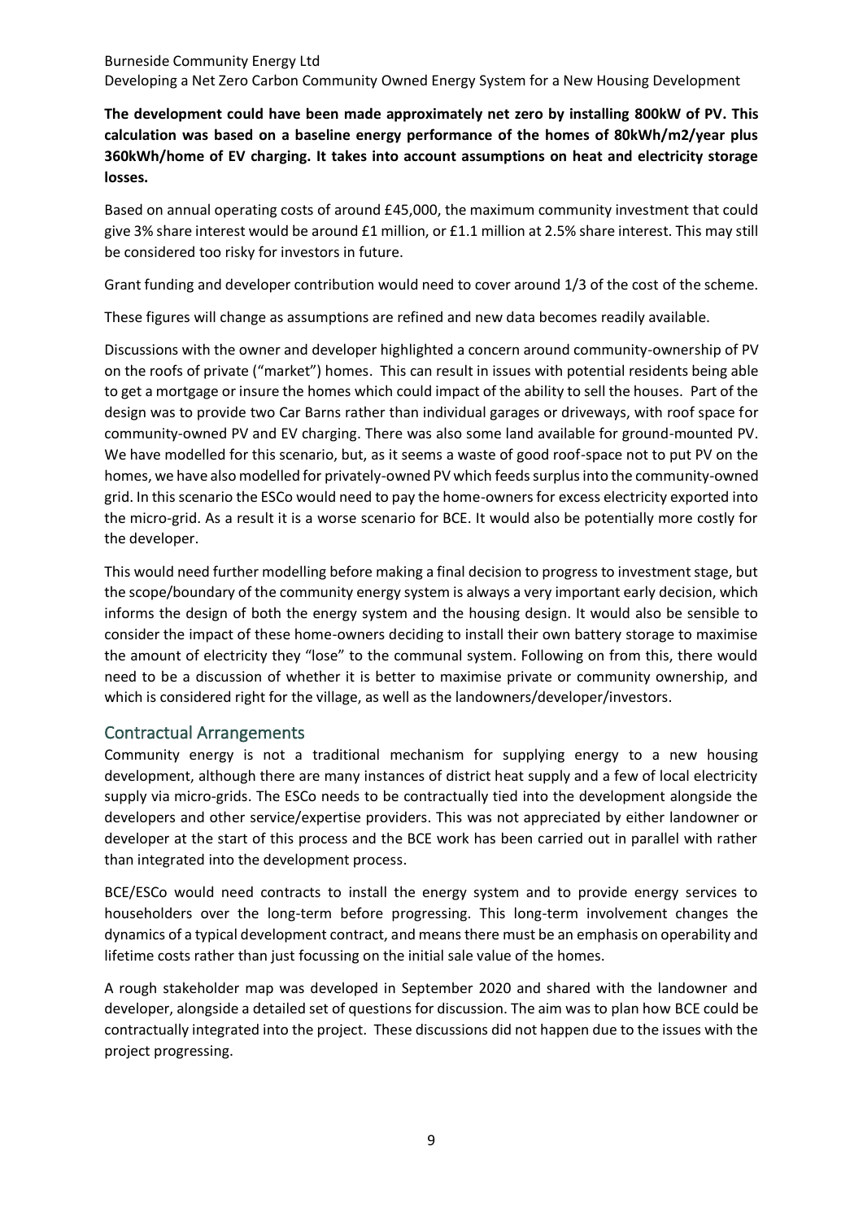**The development could have been made approximately net zero by installing 800kW of PV. This calculation was based on a baseline energy performance of the homes of 80kWh/m2/year plus 360kWh/home of EV charging. It takes into account assumptions on heat and electricity storage losses.**

Based on annual operating costs of around £45,000, the maximum community investment that could give 3% share interest would be around £1 million, or £1.1 million at 2.5% share interest. This may still be considered too risky for investors in future.

Grant funding and developer contribution would need to cover around 1/3 of the cost of the scheme.

These figures will change as assumptions are refined and new data becomes readily available.

Discussions with the owner and developer highlighted a concern around community-ownership of PV on the roofs of private ("market") homes. This can result in issues with potential residents being able to get a mortgage or insure the homes which could impact of the ability to sell the houses. Part of the design was to provide two Car Barns rather than individual garages or driveways, with roof space for community-owned PV and EV charging. There was also some land available for ground-mounted PV. We have modelled for this scenario, but, as it seems a waste of good roof-space not to put PV on the homes, we have also modelled for privately-owned PV which feeds surplus into the community-owned grid. In this scenario the ESCo would need to pay the home-owners for excess electricity exported into the micro-grid. As a result it is a worse scenario for BCE. It would also be potentially more costly for the developer.

This would need further modelling before making a final decision to progress to investment stage, but the scope/boundary of the community energy system is always a very important early decision, which informs the design of both the energy system and the housing design. It would also be sensible to consider the impact of these home-owners deciding to install their own battery storage to maximise the amount of electricity they "lose" to the communal system. Following on from this, there would need to be a discussion of whether it is better to maximise private or community ownership, and which is considered right for the village, as well as the landowners/developer/investors.

## Contractual Arrangements

Community energy is not a traditional mechanism for supplying energy to a new housing development, although there are many instances of district heat supply and a few of local electricity supply via micro-grids. The ESCo needs to be contractually tied into the development alongside the developers and other service/expertise providers. This was not appreciated by either landowner or developer at the start of this process and the BCE work has been carried out in parallel with rather than integrated into the development process.

BCE/ESCo would need contracts to install the energy system and to provide energy services to householders over the long-term before progressing. This long-term involvement changes the dynamics of a typical development contract, and means there must be an emphasis on operability and lifetime costs rather than just focussing on the initial sale value of the homes.

A rough stakeholder map was developed in September 2020 and shared with the landowner and developer, alongside a detailed set of questions for discussion. The aim was to plan how BCE could be contractually integrated into the project. These discussions did not happen due to the issues with the project progressing.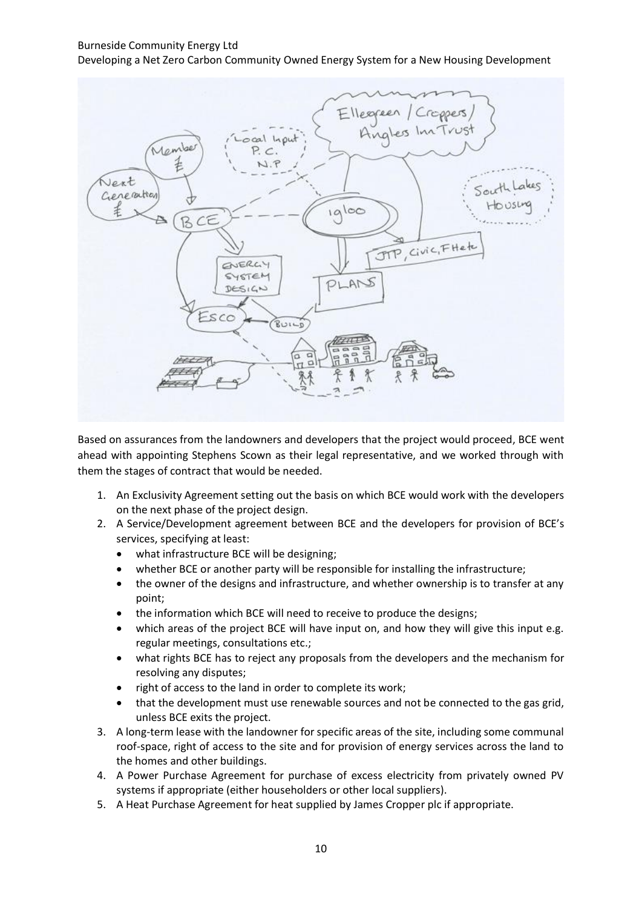Based on assurances from the landowners and developers that the project would proceed, BCE went ahead with appointing Stephens Scown as their legal representative, and we worked through with them the stages of contract that would be needed.

1. An Exclusivity Agreement setting out the basis on which BCE would work with the developers on the next phase of the project design.
2. A Service/Development agreement between BCE and the developers for provision of BCE's services, specifying at least:
   - what infrastructure BCE will be designing;
   - whether BCE or another party will be responsible for installing the infrastructure;
   - the owner of the designs and infrastructure, and whether ownership is to transfer at any point;
   - the information which BCE will need to receive to produce the designs;
   - which areas of the project BCE will have input on, and how they will give this input e.g. regular meetings, consultations etc.;
   - what rights BCE has to reject any proposals from the developers and the mechanism for resolving any disputes;
   - right of access to the land in order to complete its work;
   - that the development must use renewable sources and not be connected to the gas grid, unless BCE exits the project.
3. A long-term lease with the landowner for specific areas of the site, including some communal roof-space, right of access to the site and for provision of energy services across the land to the homes and other buildings.
4. A Power Purchase Agreement for purchase of excess electricity from privately owned PV systems if appropriate (either householders or other local suppliers).
5. A Heat Purchase Agreement for heat supplied by James Cropper plc if appropriate.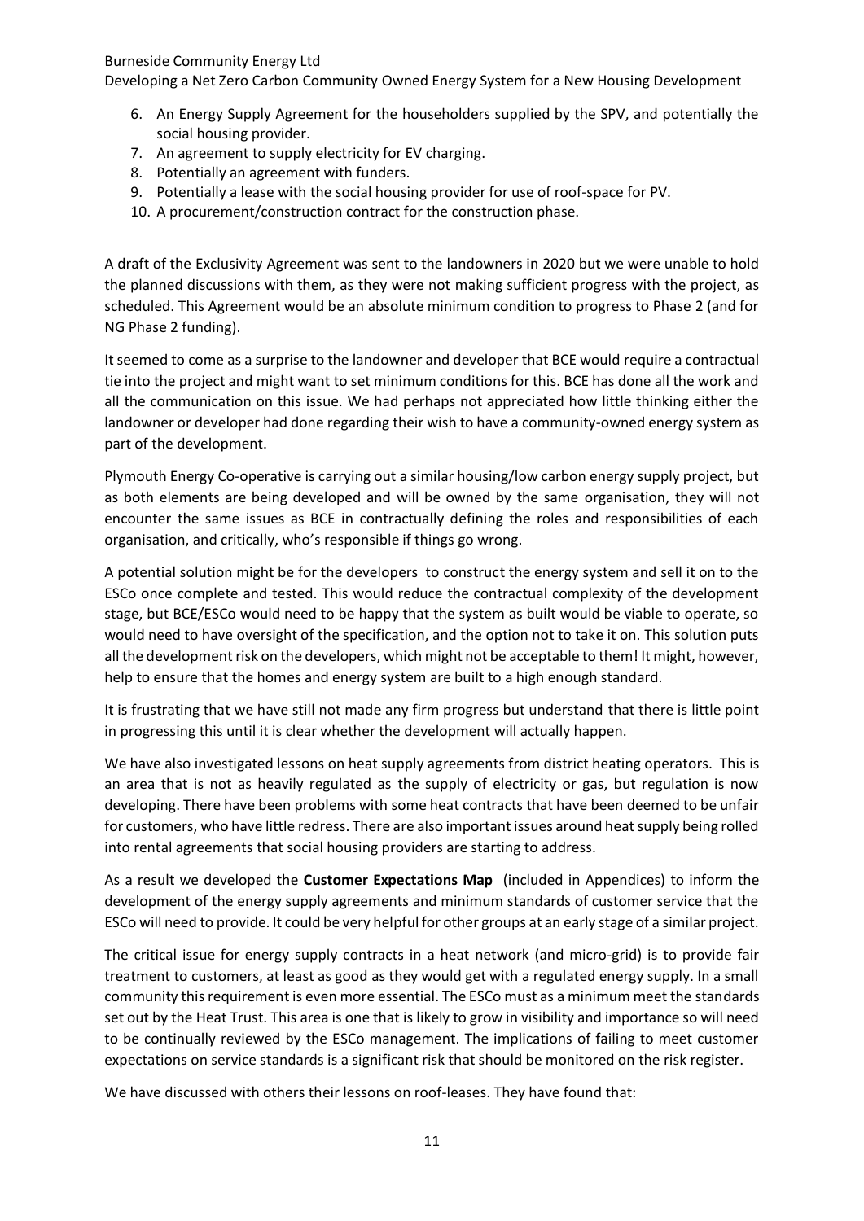6. An Energy Supply Agreement for the householders supplied by the SPV, and potentially the social housing provider.
7. An agreement to supply electricity for EV charging.
8. Potentially an agreement with funders.
9. Potentially a lease with the social housing provider for use of roof-space for PV.
10. A procurement/construction contract for the construction phase.

A draft of the Exclusivity Agreement was sent to the landowners in 2020 but we were unable to hold the planned discussions with them, as they were not making sufficient progress with the project, as scheduled. This Agreement would be an absolute minimum condition to progress to Phase 2 (and for NG Phase 2 funding).

It seemed to come as a surprise to the landowner and developer that BCE would require a contractual tie into the project and might want to set minimum conditions for this. BCE has done all the work and all the communication on this issue. We had perhaps not appreciated how little thinking either the landowner or developer had done regarding their wish to have a community-owned energy system as part of the development.

Plymouth Energy Co-operative is carrying out a similar housing/low carbon energy supply project, but as both elements are being developed and will be owned by the same organisation, they will not encounter the same issues as BCE in contractually defining the roles and responsibilities of each organisation, and critically, who's responsible if things go wrong.

A potential solution might be for the developers to construct the energy system and sell it on to the ESCo once complete and tested. This would reduce the contractual complexity of the development stage, but BCE/ESCo would need to be happy that the system as built would be viable to operate, so would need to have oversight of the specification, and the option not to take it on. This solution puts all the development risk on the developers, which might not be acceptable to them! It might, however, help to ensure that the homes and energy system are built to a high enough standard.

It is frustrating that we have still not made any firm progress but understand that there is little point in progressing this until it is clear whether the development will actually happen.

We have also investigated lessons on heat supply agreements from district heating operators. This is an area that is not as heavily regulated as the supply of electricity or gas, but regulation is now developing. There have been problems with some heat contracts that have been deemed to be unfair for customers, who have little redress. There are also important issues around heat supply being rolled into rental agreements that social housing providers are starting to address.

As a result we developed the **Customer Expectations Map** (included in Appendices) to inform the development of the energy supply agreements and minimum standards of customer service that the ESCo will need to provide. It could be very helpful for other groups at an early stage of a similar project.

The critical issue for energy supply contracts in a heat network (and micro-grid) is to provide fair treatment to customers, at least as good as they would get with a regulated energy supply. In a small community this requirement is even more essential. The ESCo must as a minimum meet the standards set out by the Heat Trust. This area is one that is likely to grow in visibility and importance so will need to be continually reviewed by the ESCo management. The implications of failing to meet customer expectations on service standards is a significant risk that should be monitored on the risk register.

We have discussed with others their lessons on roof-leases. They have found that: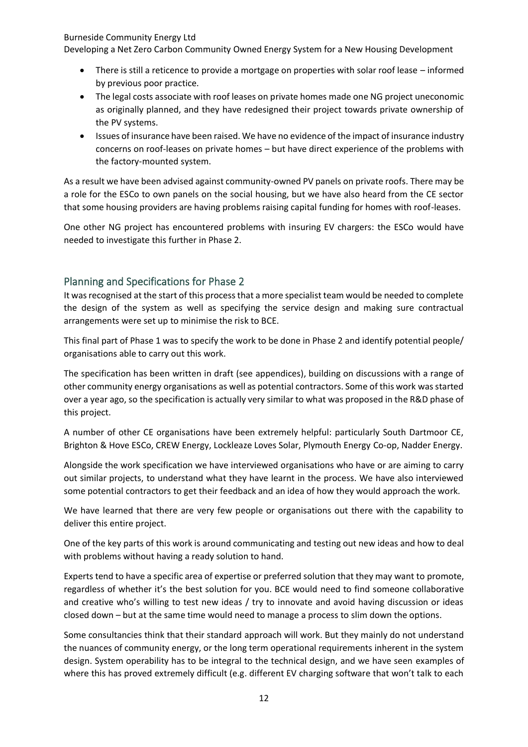- There is still a reticence to provide a mortgage on properties with solar roof lease – informed by previous poor practice.
- The legal costs associate with roof leases on private homes made one NG project uneconomic as originally planned, and they have redesigned their project towards private ownership of the PV systems.
- Issues of insurance have been raised. We have no evidence of the impact of insurance industry concerns on roof-leases on private homes – but have direct experience of the problems with the factory-mounted system.

As a result we have been advised against community-owned PV panels on private roofs. There may be a role for the ESCo to own panels on the social housing, but we have also heard from the CE sector that some housing providers are having problems raising capital funding for homes with roof-leases.

One other NG project has encountered problems with insuring EV chargers: the ESCo would have needed to investigate this further in Phase 2.

## Planning and Specifications for Phase 2

It was recognised at the start of this process that a more specialist team would be needed to complete the design of the system as well as specifying the service design and making sure contractual arrangements were set up to minimise the risk to BCE.

This final part of Phase 1 was to specify the work to be done in Phase 2 and identify potential people/ organisations able to carry out this work.

The specification has been written in draft (see appendices), building on discussions with a range of other community energy organisations as well as potential contractors. Some of this work was started over a year ago, so the specification is actually very similar to what was proposed in the R&D phase of this project.

A number of other CE organisations have been extremely helpful: particularly South Dartmoor CE, Brighton & Hove ESCo, CREW Energy, Lockleaze Loves Solar, Plymouth Energy Co-op, Nadder Energy.

Alongside the work specification we have interviewed organisations who have or are aiming to carry out similar projects, to understand what they have learnt in the process. We have also interviewed some potential contractors to get their feedback and an idea of how they would approach the work.

We have learned that there are very few people or organisations out there with the capability to deliver this entire project.

One of the key parts of this work is around communicating and testing out new ideas and how to deal with problems without having a ready solution to hand.

Experts tend to have a specific area of expertise or preferred solution that they may want to promote, regardless of whether it's the best solution for you. BCE would need to find someone collaborative and creative who's willing to test new ideas / try to innovate and avoid having discussion or ideas closed down – but at the same time would need to manage a process to slim down the options.

Some consultancies think that their standard approach will work. But they mainly do not understand the nuances of community energy, or the long term operational requirements inherent in the system design. System operability has to be integral to the technical design, and we have seen examples of where this has proved extremely difficult (e.g. different EV charging software that won't talk to each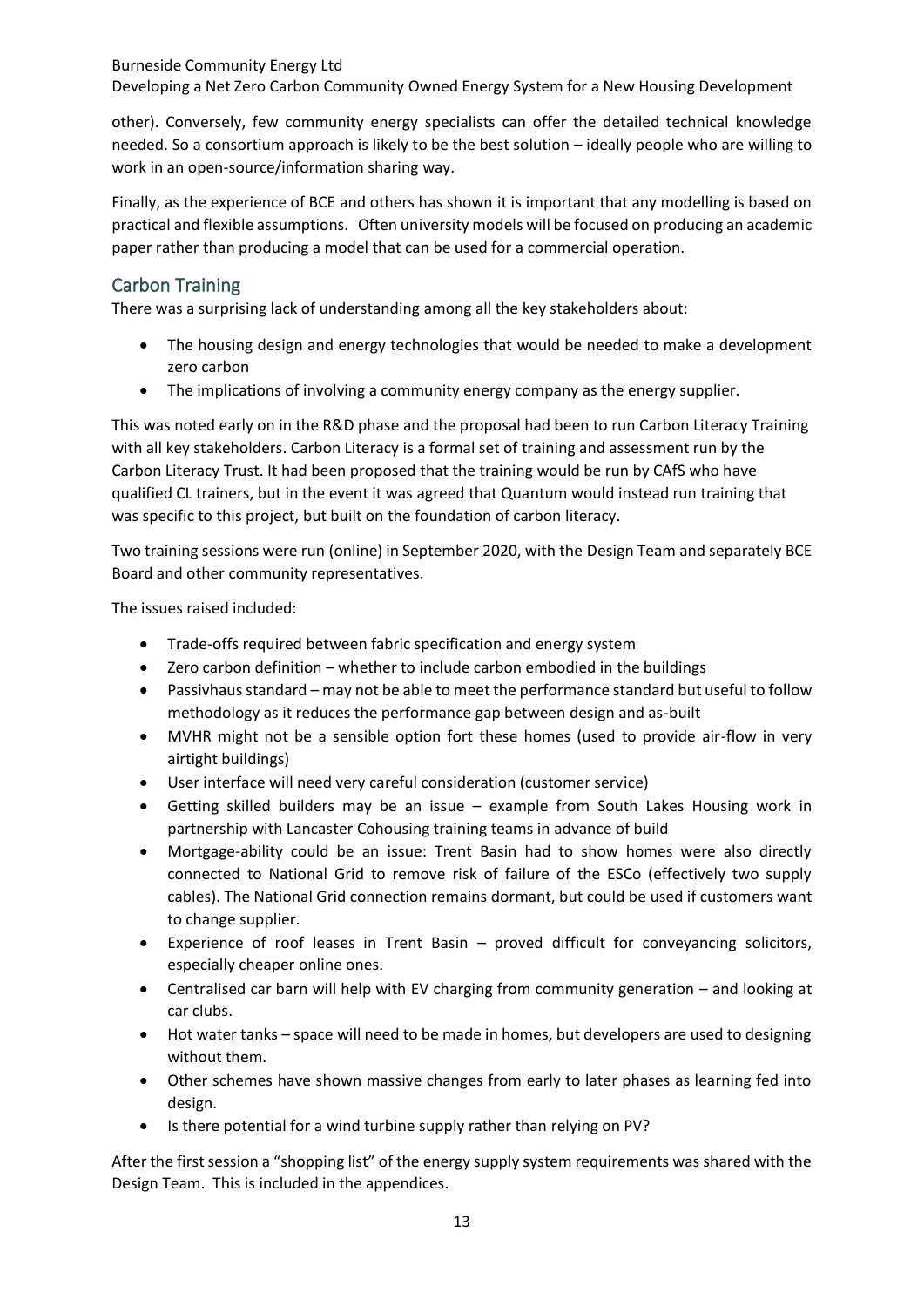other). Conversely, few community energy specialists can offer the detailed technical knowledge needed. So a consortium approach is likely to be the best solution – ideally people who are willing to work in an open-source/information sharing way.

Finally, as the experience of BCE and others has shown it is important that any modelling is based on practical and flexible assumptions. Often university models will be focused on producing an academic paper rather than producing a model that can be used for a commercial operation.

## Carbon Training

There was a surprising lack of understanding among all the key stakeholders about:

- The housing design and energy technologies that would be needed to make a development zero carbon
- The implications of involving a community energy company as the energy supplier.

This was noted early on in the R&D phase and the proposal had been to run Carbon Literacy Training with all key stakeholders. Carbon Literacy is a formal set of training and assessment run by the Carbon Literacy Trust. It had been proposed that the training would be run by CAfS who have qualified CL trainers, but in the event it was agreed that Quantum would instead run training that was specific to this project, but built on the foundation of carbon literacy.

Two training sessions were run (online) in September 2020, with the Design Team and separately BCE Board and other community representatives.

The issues raised included:

- Trade-offs required between fabric specification and energy system
- Zero carbon definition – whether to include carbon embodied in the buildings
- Passivhaus standard – may not be able to meet the performance standard but useful to follow methodology as it reduces the performance gap between design and as-built
- MVHR might not be a sensible option fort these homes (used to provide air-flow in very airtight buildings)
- User interface will need very careful consideration (customer service)
- Getting skilled builders may be an issue – example from South Lakes Housing work in partnership with Lancaster Cohousing training teams in advance of build
- Mortgage-ability could be an issue: Trent Basin had to show homes were also directly connected to National Grid to remove risk of failure of the ESCo (effectively two supply cables). The National Grid connection remains dormant, but could be used if customers want to change supplier.
- Experience of roof leases in Trent Basin – proved difficult for conveyancing solicitors, especially cheaper online ones.
- Centralised car barn will help with EV charging from community generation – and looking at car clubs.
- Hot water tanks – space will need to be made in homes, but developers are used to designing without them.
- Other schemes have shown massive changes from early to later phases as learning fed into design.
- Is there potential for a wind turbine supply rather than relying on PV?

After the first session a "shopping list" of the energy supply system requirements was shared with the Design Team. This is included in the appendices.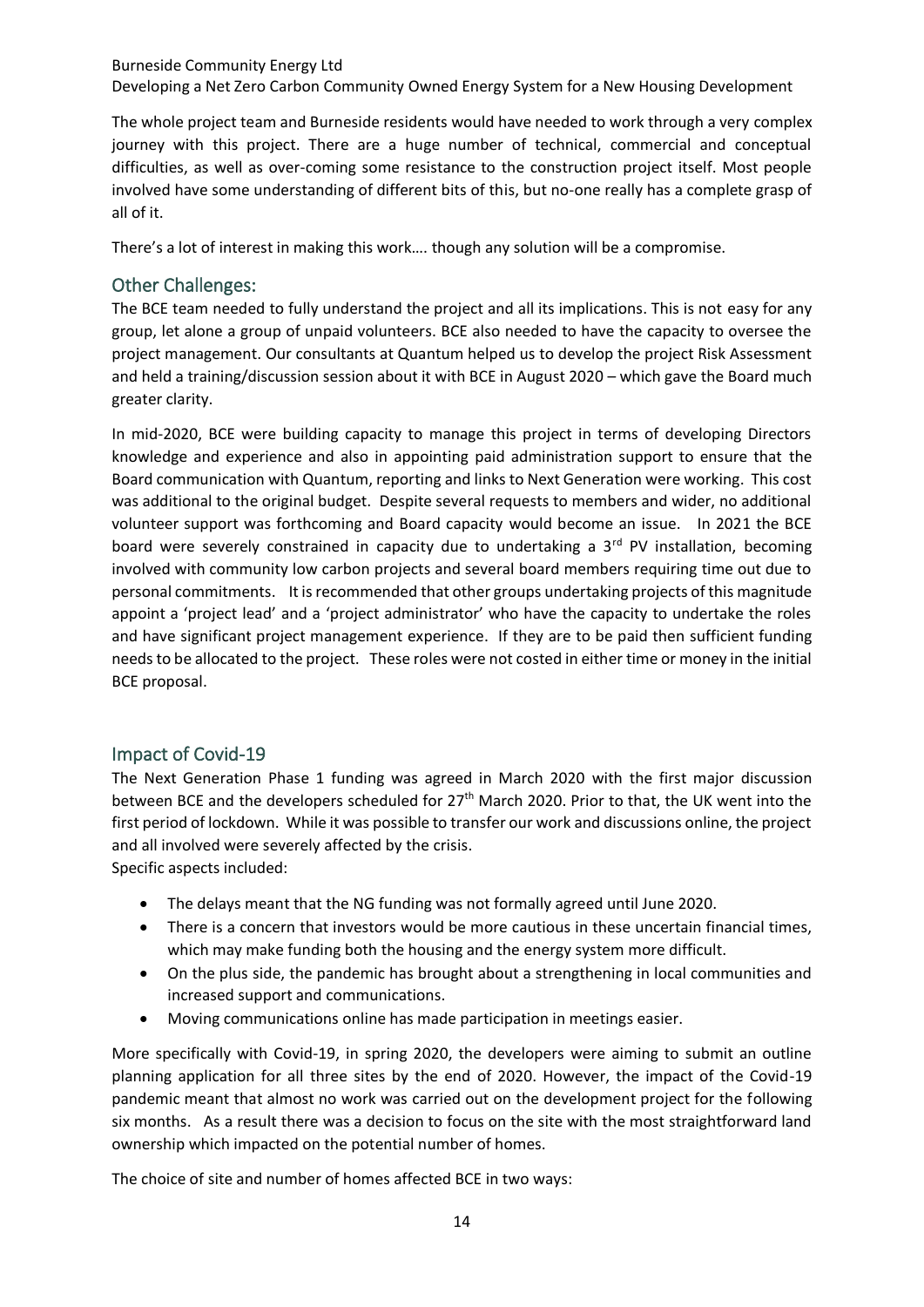The whole project team and Burneside residents would have needed to work through a very complex journey with this project. There are a huge number of technical, commercial and conceptual difficulties, as well as over-coming some resistance to the construction project itself. Most people involved have some understanding of different bits of this, but no-one really has a complete grasp of all of it.

There's a lot of interest in making this work…. though any solution will be a compromise.

## Other Challenges:

The BCE team needed to fully understand the project and all its implications. This is not easy for any group, let alone a group of unpaid volunteers. BCE also needed to have the capacity to oversee the project management. Our consultants at Quantum helped us to develop the project Risk Assessment and held a training/discussion session about it with BCE in August 2020 – which gave the Board much greater clarity.

In mid-2020, BCE were building capacity to manage this project in terms of developing Directors knowledge and experience and also in appointing paid administration support to ensure that the Board communication with Quantum, reporting and links to Next Generation were working. This cost was additional to the original budget. Despite several requests to members and wider, no additional volunteer support was forthcoming and Board capacity would become an issue. In 2021 the BCE board were severely constrained in capacity due to undertaking a 3rd PV installation, becoming involved with community low carbon projects and several board members requiring time out due to personal commitments. It is recommended that other groups undertaking projects of this magnitude appoint a 'project lead' and a 'project administrator' who have the capacity to undertake the roles and have significant project management experience. If they are to be paid then sufficient funding needs to be allocated to the project. These roles were not costed in either time or money in the initial BCE proposal.

## Impact of Covid-19

The Next Generation Phase 1 funding was agreed in March 2020 with the first major discussion between BCE and the developers scheduled for 27th March 2020. Prior to that, the UK went into the first period of lockdown. While it was possible to transfer our work and discussions online, the project and all involved were severely affected by the crisis.
Specific aspects included:

- The delays meant that the NG funding was not formally agreed until June 2020.
- There is a concern that investors would be more cautious in these uncertain financial times, which may make funding both the housing and the energy system more difficult.
- On the plus side, the pandemic has brought about a strengthening in local communities and increased support and communications.
- Moving communications online has made participation in meetings easier.

More specifically with Covid-19, in spring 2020, the developers were aiming to submit an outline planning application for all three sites by the end of 2020. However, the impact of the Covid-19 pandemic meant that almost no work was carried out on the development project for the following six months. As a result there was a decision to focus on the site with the most straightforward land ownership which impacted on the potential number of homes.

The choice of site and number of homes affected BCE in two ways: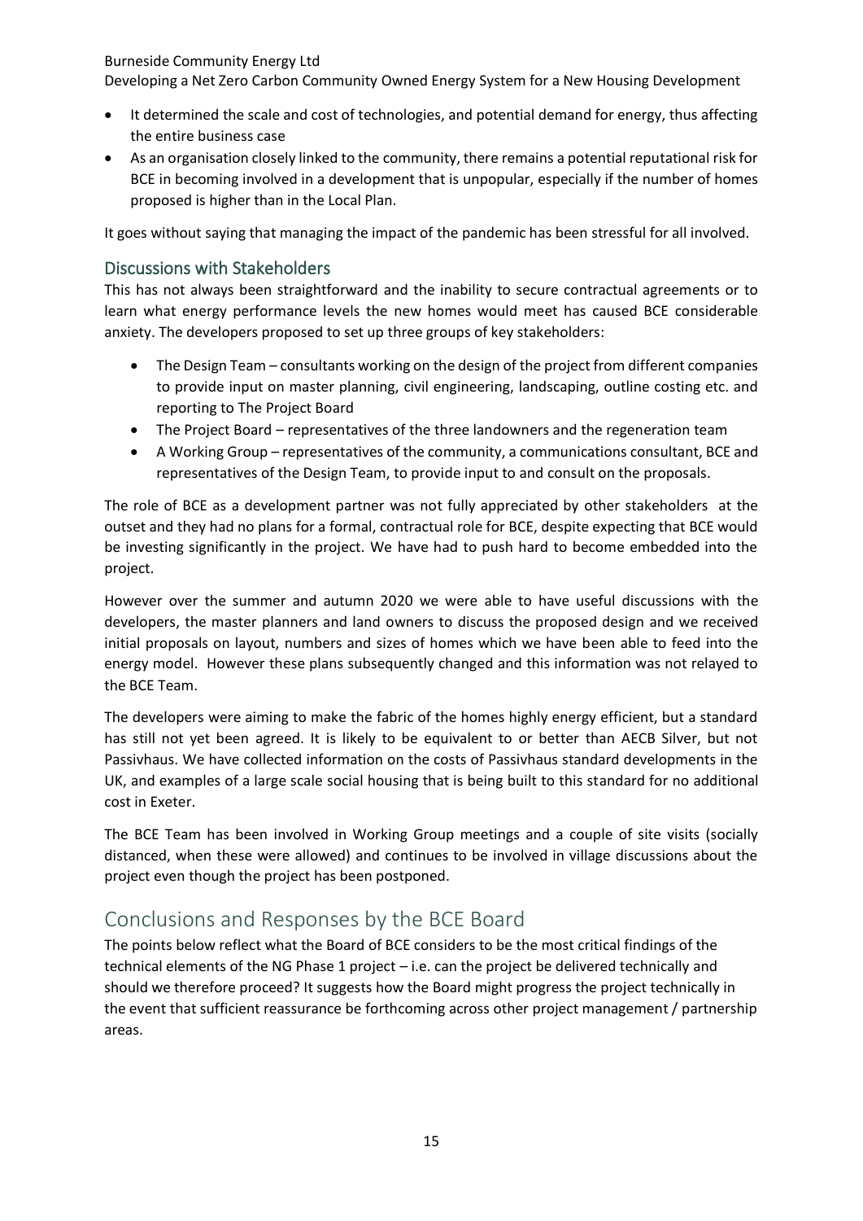- It determined the scale and cost of technologies, and potential demand for energy, thus affecting the entire business case
- As an organisation closely linked to the community, there remains a potential reputational risk for BCE in becoming involved in a development that is unpopular, especially if the number of homes proposed is higher than in the Local Plan.

It goes without saying that managing the impact of the pandemic has been stressful for all involved.

### Discussions with Stakeholders

This has not always been straightforward and the inability to secure contractual agreements or to learn what energy performance levels the new homes would meet has caused BCE considerable anxiety. The developers proposed to set up three groups of key stakeholders:

- The Design Team – consultants working on the design of the project from different companies to provide input on master planning, civil engineering, landscaping, outline costing etc. and reporting to The Project Board
- The Project Board – representatives of the three landowners and the regeneration team
- A Working Group – representatives of the community, a communications consultant, BCE and representatives of the Design Team, to provide input to and consult on the proposals.

The role of BCE as a development partner was not fully appreciated by other stakeholders at the outset and they had no plans for a formal, contractual role for BCE, despite expecting that BCE would be investing significantly in the project. We have had to push hard to become embedded into the project.

However over the summer and autumn 2020 we were able to have useful discussions with the developers, the master planners and land owners to discuss the proposed design and we received initial proposals on layout, numbers and sizes of homes which we have been able to feed into the energy model. However these plans subsequently changed and this information was not relayed to the BCE Team.

The developers were aiming to make the fabric of the homes highly energy efficient, but a standard has still not yet been agreed. It is likely to be equivalent to or better than AECB Silver, but not Passivhaus. We have collected information on the costs of Passivhaus standard developments in the UK, and examples of a large scale social housing that is being built to this standard for no additional cost in Exeter.

The BCE Team has been involved in Working Group meetings and a couple of site visits (socially distanced, when these were allowed) and continues to be involved in village discussions about the project even though the project has been postponed.

## Conclusions and Responses by the BCE Board

The points below reflect what the Board of BCE considers to be the most critical findings of the technical elements of the NG Phase 1 project – i.e. can the project be delivered technically and should we therefore proceed? It suggests how the Board might progress the project technically in the event that sufficient reassurance be forthcoming across other project management / partnership areas.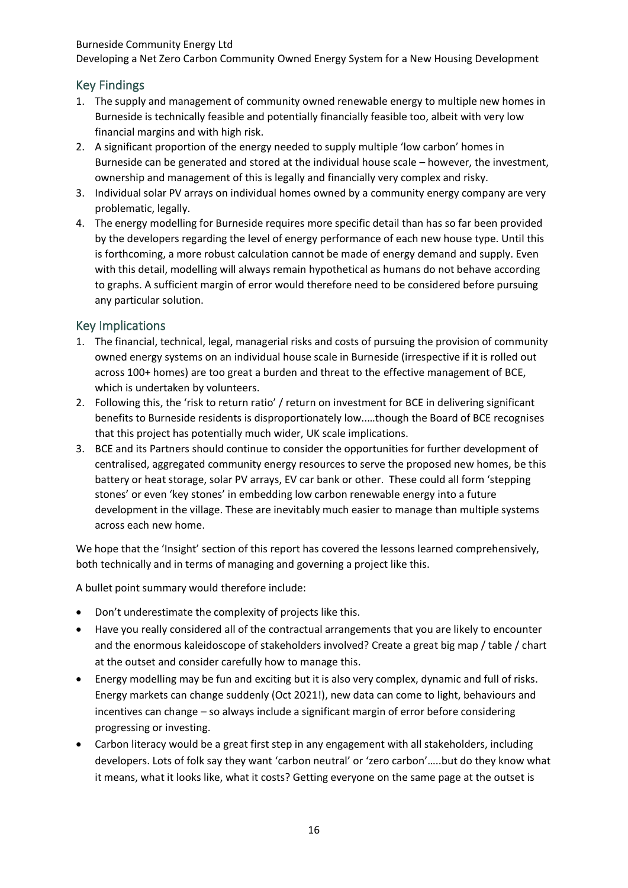## Key Findings

1. The supply and management of community owned renewable energy to multiple new homes in Burneside is technically feasible and potentially financially feasible too, albeit with very low financial margins and with high risk.
2. A significant proportion of the energy needed to supply multiple 'low carbon' homes in Burneside can be generated and stored at the individual house scale – however, the investment, ownership and management of this is legally and financially very complex and risky.
3. Individual solar PV arrays on individual homes owned by a community energy company are very problematic, legally.
4. The energy modelling for Burneside requires more specific detail than has so far been provided by the developers regarding the level of energy performance of each new house type. Until this is forthcoming, a more robust calculation cannot be made of energy demand and supply. Even with this detail, modelling will always remain hypothetical as humans do not behave according to graphs. A sufficient margin of error would therefore need to be considered before pursuing any particular solution.

## Key Implications

1. The financial, technical, legal, managerial risks and costs of pursuing the provision of community owned energy systems on an individual house scale in Burneside (irrespective if it is rolled out across 100+ homes) are too great a burden and threat to the effective management of BCE, which is undertaken by volunteers.
2. Following this, the 'risk to return ratio' / return on investment for BCE in delivering significant benefits to Burneside residents is disproportionately low.....though the Board of BCE recognises that this project has potentially much wider, UK scale implications.
3. BCE and its Partners should continue to consider the opportunities for further development of centralised, aggregated community energy resources to serve the proposed new homes, be this battery or heat storage, solar PV arrays, EV car bank or other. These could all form 'stepping stones' or even 'key stones' in embedding low carbon renewable energy into a future development in the village. These are inevitably much easier to manage than multiple systems across each new home.

We hope that the 'Insight' section of this report has covered the lessons learned comprehensively, both technically and in terms of managing and governing a project like this.

A bullet point summary would therefore include:

- Don't underestimate the complexity of projects like this.
- Have you really considered all of the contractual arrangements that you are likely to encounter and the enormous kaleidoscope of stakeholders involved? Create a great big map / table / chart at the outset and consider carefully how to manage this.
- Energy modelling may be fun and exciting but it is also very complex, dynamic and full of risks. Energy markets can change suddenly (Oct 2021!), new data can come to light, behaviours and incentives can change – so always include a significant margin of error before considering progressing or investing.
- Carbon literacy would be a great first step in any engagement with all stakeholders, including developers. Lots of folk say they want 'carbon neutral' or 'zero carbon'…..but do they know what it means, what it looks like, what it costs? Getting everyone on the same page at the outset is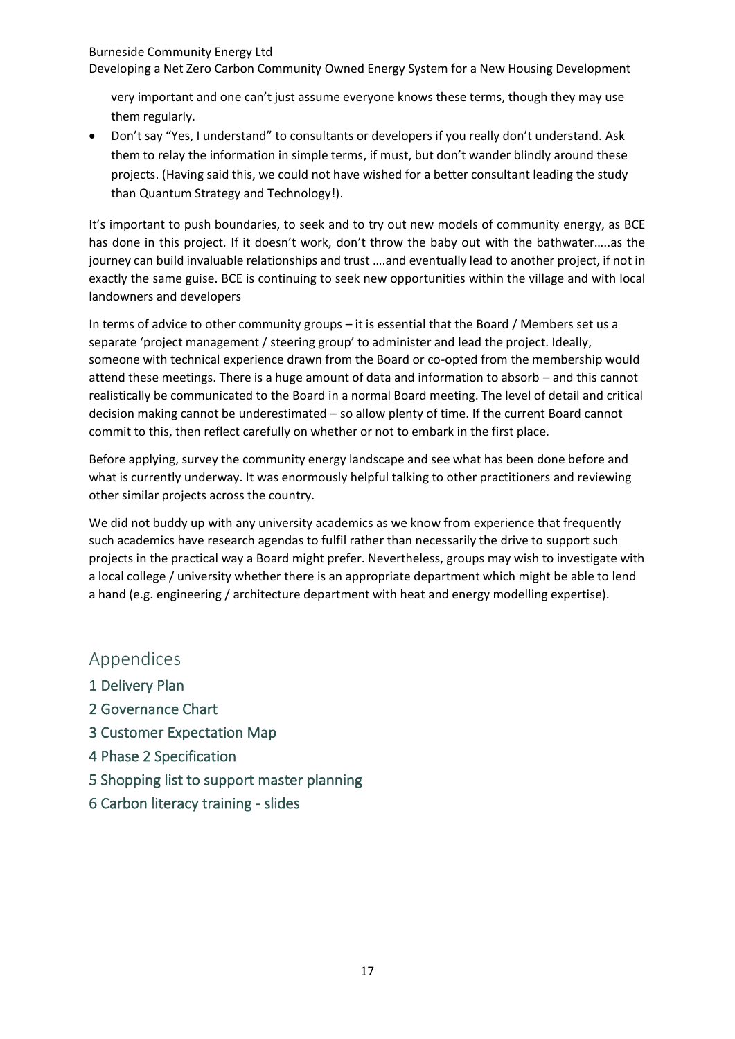very important and one can't just assume everyone knows these terms, though they may use them regularly.

- Don't say "Yes, I understand" to consultants or developers if you really don't understand. Ask them to relay the information in simple terms, if must, but don't wander blindly around these projects. (Having said this, we could not have wished for a better consultant leading the study than Quantum Strategy and Technology!).

It's important to push boundaries, to seek and to try out new models of community energy, as BCE has done in this project. If it doesn't work, don't throw the baby out with the bathwater…..as the journey can build invaluable relationships and trust ….and eventually lead to another project, if not in exactly the same guise. BCE is continuing to seek new opportunities within the village and with local landowners and developers

In terms of advice to other community groups – it is essential that the Board / Members set us a separate 'project management / steering group' to administer and lead the project. Ideally, someone with technical experience drawn from the Board or co-opted from the membership would attend these meetings. There is a huge amount of data and information to absorb – and this cannot realistically be communicated to the Board in a normal Board meeting. The level of detail and critical decision making cannot be underestimated – so allow plenty of time. If the current Board cannot commit to this, then reflect carefully on whether or not to embark in the first place.

Before applying, survey the community energy landscape and see what has been done before and what is currently underway. It was enormously helpful talking to other practitioners and reviewing other similar projects across the country.

We did not buddy up with any university academics as we know from experience that frequently such academics have research agendas to fulfil rather than necessarily the drive to support such projects in the practical way a Board might prefer. Nevertheless, groups may wish to investigate with a local college / university whether there is an appropriate department which might be able to lend a hand (e.g. engineering / architecture department with heat and energy modelling expertise).

## Appendices

### 1 Delivery Plan

### 2 Governance Chart

### 3 Customer Expectation Map

### 4 Phase 2 Specification

### 5 Shopping list to support master planning

### 6 Carbon literacy training - slides